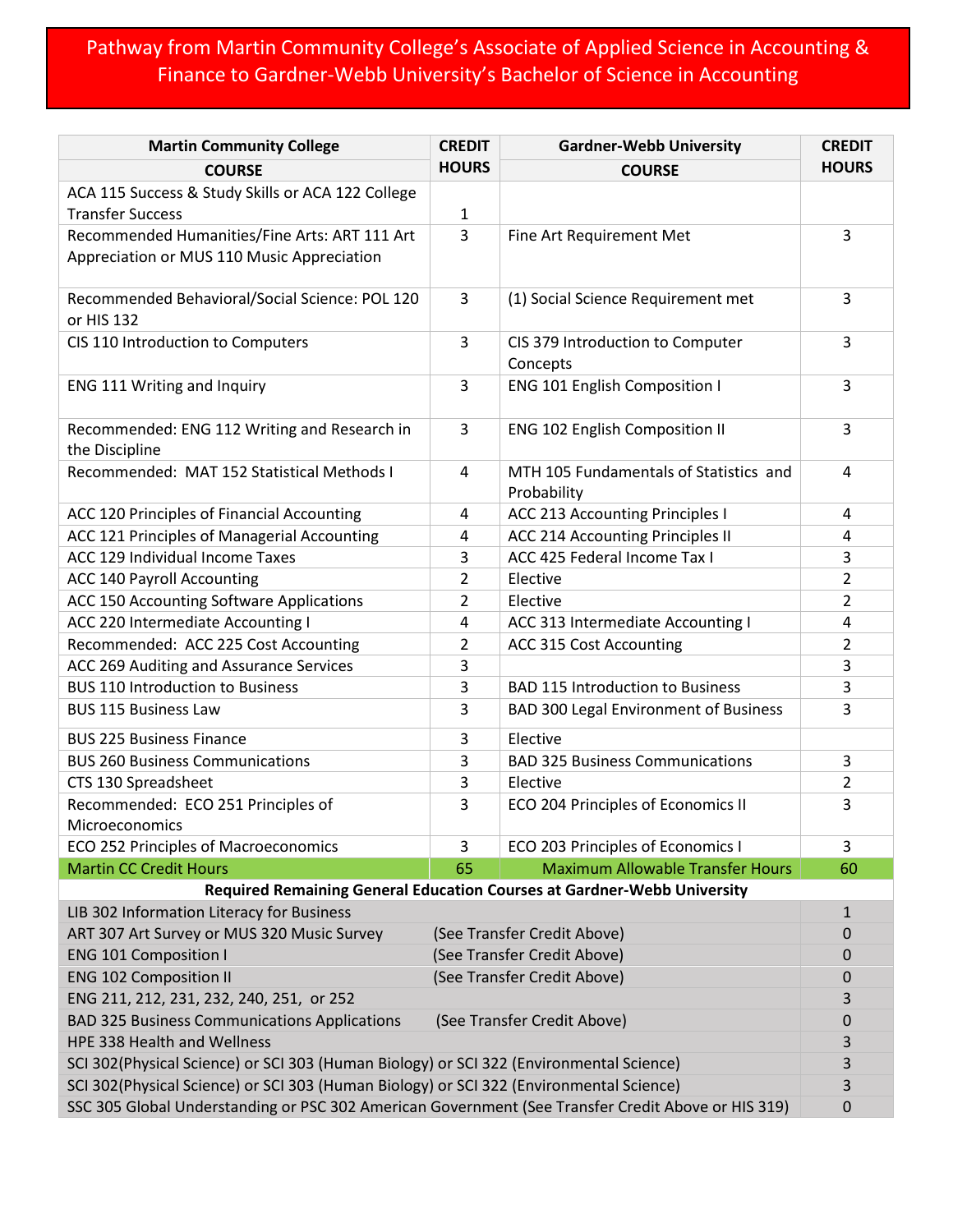# Pathway from Martin Community College's Associate of Applied Science in Accounting & Finance to Gardner-Webb University's Bachelor of Science in Accounting

| Martin Community College COURSE | CREDIT HOURS | Gardner-Webb University COURSE | CREDIT HOURS |
|---|---|---|---|
| ACA 115 Success & Study Skills or ACA 122 College Transfer Success | 1 | | |
| Recommended Humanities/Fine Arts: ART 111 Art Appreciation or MUS 110 Music Appreciation | 3 | Fine Art Requirement Met | 3 |
| Recommended Behavioral/Social Science: POL 120 or HIS 132 | 3 | (1) Social Science Requirement met | 3 |
| CIS 110 Introduction to Computers | 3 | CIS 379 Introduction to Computer Concepts | 3 |
| ENG 111 Writing and Inquiry | 3 | ENG 101 English Composition I | 3 |
| Recommended: ENG 112 Writing and Research in the Discipline | 3 | ENG 102 English Composition II | 3 |
| Recommended: MAT 152 Statistical Methods I | 4 | MTH 105 Fundamentals of Statistics and Probability | 4 |
| ACC 120 Principles of Financial Accounting | 4 | ACC 213 Accounting Principles I | 4 |
| ACC 121 Principles of Managerial Accounting | 4 | ACC 214 Accounting Principles II | 4 |
| ACC 129 Individual Income Taxes | 3 | ACC 425 Federal Income Tax I | 3 |
| ACC 140 Payroll Accounting | 2 | Elective | 2 |
| ACC 150 Accounting Software Applications | 2 | Elective | 2 |
| ACC 220 Intermediate Accounting I | 4 | ACC 313 Intermediate Accounting I | 4 |
| Recommended: ACC 225 Cost Accounting | 2 | ACC 315 Cost Accounting | 2 |
| ACC 269 Auditing and Assurance Services | 3 | | 3 |
| BUS 110 Introduction to Business | 3 | BAD 115 Introduction to Business | 3 |
| BUS 115 Business Law | 3 | BAD 300 Legal Environment of Business | 3 |
| BUS 225 Business Finance | 3 | Elective | |
| BUS 260 Business Communications | 3 | BAD 325 Business Communications | 3 |
| CTS 130 Spreadsheet | 3 | Elective | 2 |
| Recommended: ECO 251 Principles of Microeconomics | 3 | ECO 204 Principles of Economics II | 3 |
| ECO 252 Principles of Macroeconomics | 3 | ECO 203 Principles of Economics I | 3 |
| **Martin CC Credit Hours** | **65** | **Maximum Allowable Transfer Hours** | **60** |

**Required Remaining General Education Courses at Gardner-Webb University**

| Course | | Credit Hours |
|---|---|---|
| LIB 302 Information Literacy for Business | | 1 |
| ART 307 Art Survey or MUS 320 Music Survey | (See Transfer Credit Above) | 0 |
| ENG 101 Composition I | (See Transfer Credit Above) | 0 |
| ENG 102 Composition II | (See Transfer Credit Above) | 0 |
| ENG 211, 212, 231, 232, 240, 251, or 252 | | 3 |
| BAD 325 Business Communications Applications | (See Transfer Credit Above) | 0 |
| HPE 338 Health and Wellness | | 3 |
| SCI 302(Physical Science) or SCI 303 (Human Biology) or SCI 322 (Environmental Science) | | 3 |
| SCI 302(Physical Science) or SCI 303 (Human Biology) or SCI 322 (Environmental Science) | | 3 |
| SSC 305 Global Understanding or PSC 302 American Government (See Transfer Credit Above or HIS 319) | | 0 |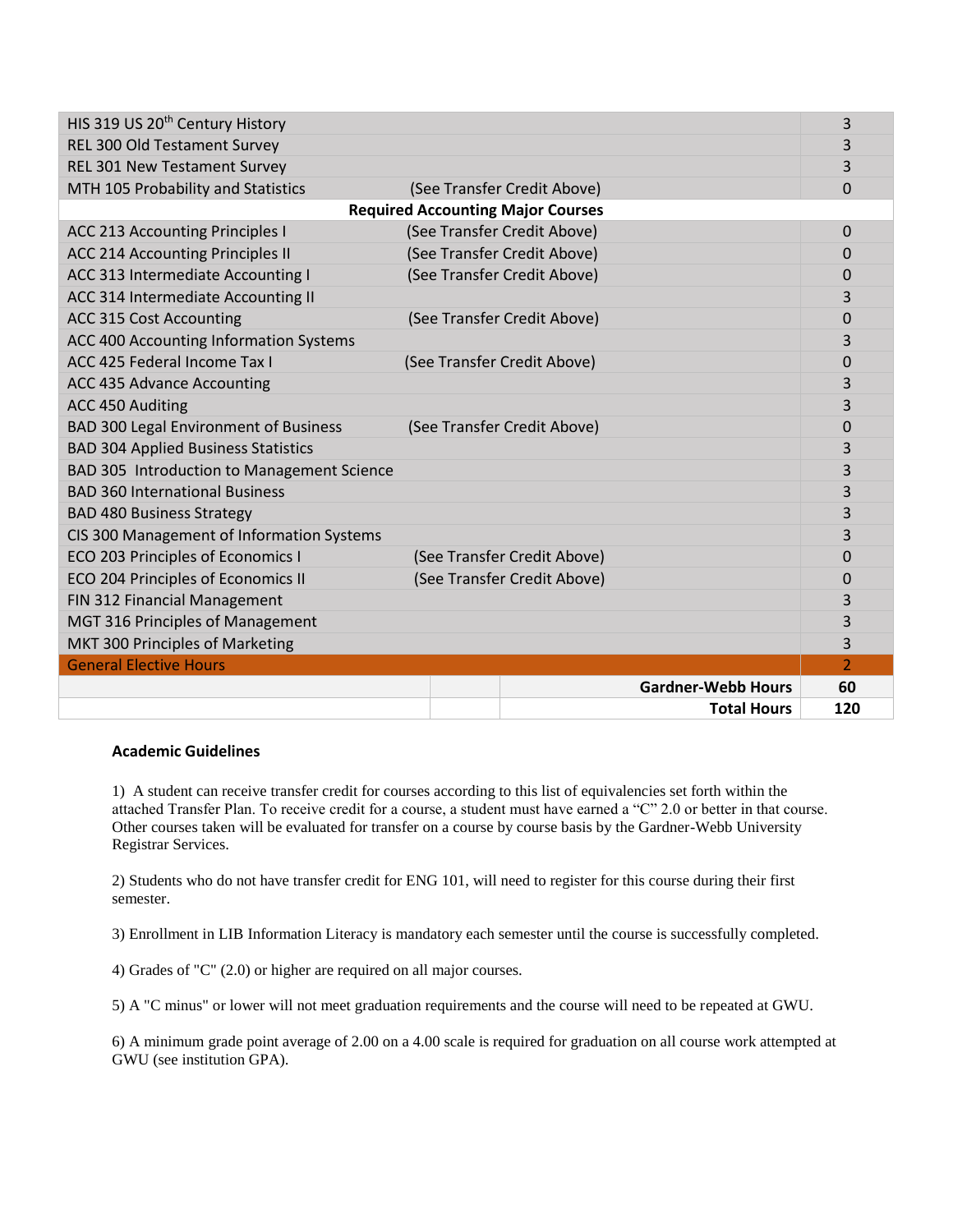| Course | Note | Hours |
|---|---|---|
| HIS 319 US 20th Century History | | 3 |
| REL 300 Old Testament Survey | | 3 |
| REL 301 New Testament Survey | | 3 |
| MTH 105 Probability and Statistics | (See Transfer Credit Above) | 0 |
| **Required Accounting Major Courses** | | |
| ACC 213 Accounting Principles I | (See Transfer Credit Above) | 0 |
| ACC 214 Accounting Principles II | (See Transfer Credit Above) | 0 |
| ACC 313 Intermediate Accounting I | (See Transfer Credit Above) | 0 |
| ACC 314 Intermediate Accounting II | | 3 |
| ACC 315 Cost Accounting | (See Transfer Credit Above) | 0 |
| ACC 400 Accounting Information Systems | | 3 |
| ACC 425 Federal Income Tax I | (See Transfer Credit Above) | 0 |
| ACC 435 Advance Accounting | | 3 |
| ACC 450 Auditing | | 3 |
| BAD 300 Legal Environment of Business | (See Transfer Credit Above) | 0 |
| BAD 304 Applied Business Statistics | | 3 |
| BAD 305 Introduction to Management Science | | 3 |
| BAD 360 International Business | | 3 |
| BAD 480 Business Strategy | | 3 |
| CIS 300 Management of Information Systems | | 3 |
| ECO 203 Principles of Economics I | (See Transfer Credit Above) | 0 |
| ECO 204 Principles of Economics II | (See Transfer Credit Above) | 0 |
| FIN 312 Financial Management | | 3 |
| MGT 316 Principles of Management | | 3 |
| MKT 300 Principles of Marketing | | 3 |
| General Elective Hours | | 2 |
| | **Gardner-Webb Hours** | **60** |
| | **Total Hours** | **120** |

**Academic Guidelines**

1) A student can receive transfer credit for courses according to this list of equivalencies set forth within the attached Transfer Plan. To receive credit for a course, a student must have earned a "C" 2.0 or better in that course. Other courses taken will be evaluated for transfer on a course by course basis by the Gardner-Webb University Registrar Services.

2) Students who do not have transfer credit for ENG 101, will need to register for this course during their first semester.

3) Enrollment in LIB Information Literacy is mandatory each semester until the course is successfully completed.

4) Grades of "C" (2.0) or higher are required on all major courses.

5) A "C minus" or lower will not meet graduation requirements and the course will need to be repeated at GWU.

6) A minimum grade point average of 2.00 on a 4.00 scale is required for graduation on all course work attempted at GWU (see institution GPA).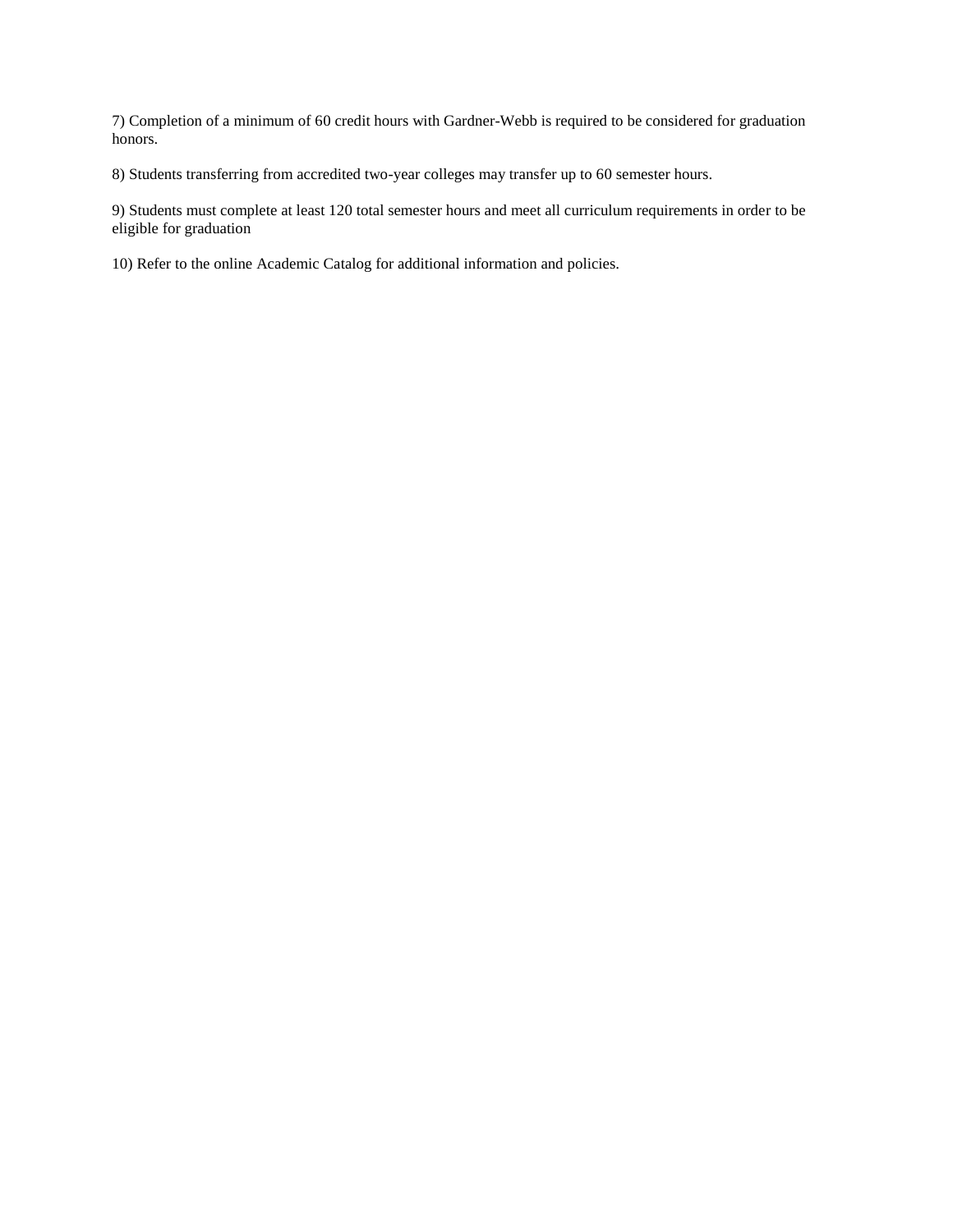7) Completion of a minimum of 60 credit hours with Gardner-Webb is required to be considered for graduation honors.

8) Students transferring from accredited two-year colleges may transfer up to 60 semester hours.

9) Students must complete at least 120 total semester hours and meet all curriculum requirements in order to be eligible for graduation

10) Refer to the online Academic Catalog for additional information and policies.